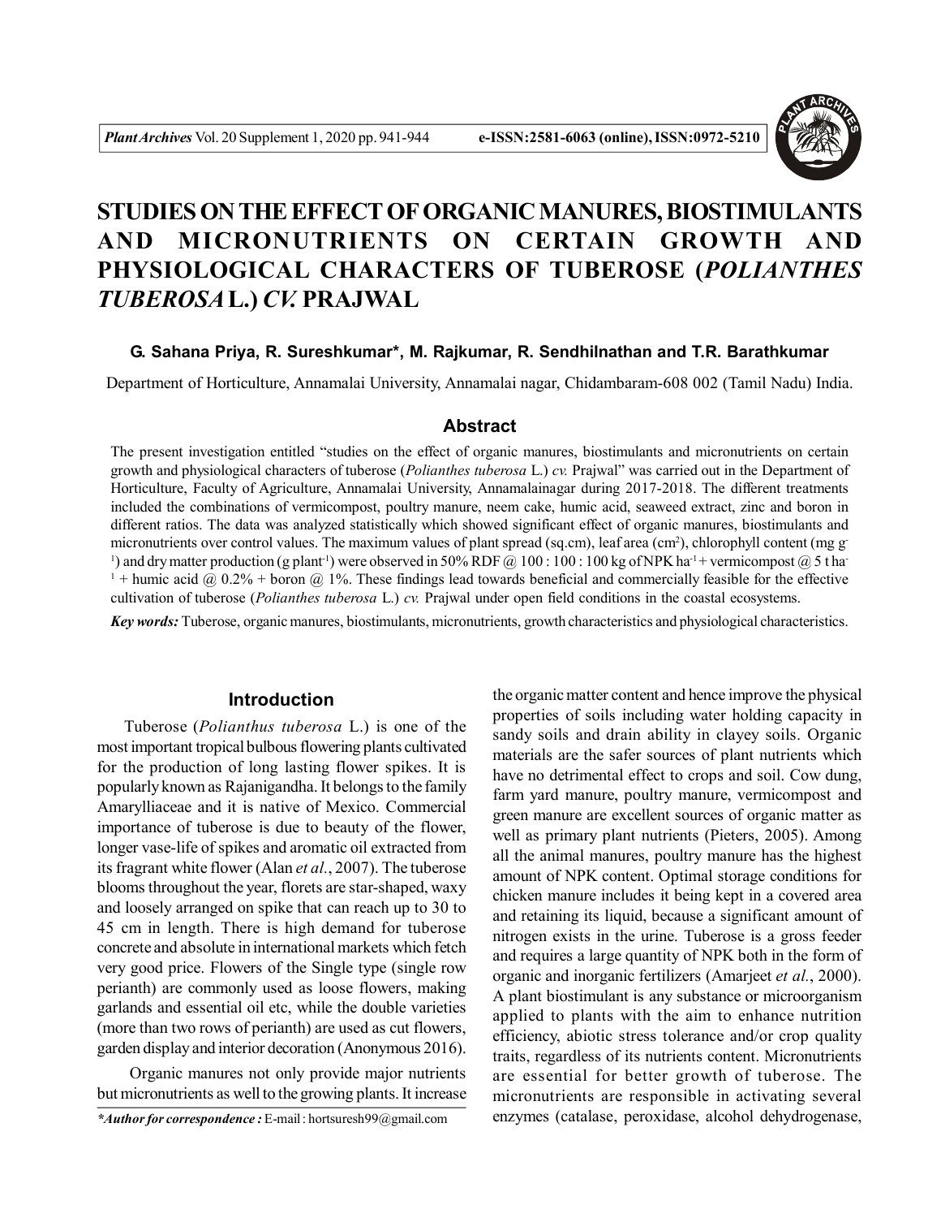# STUDIES ON THE EFFECT OF ORGANIC MANURES, BIOSTIMULANTS AND MICRONUTRIENTS ON CERTAIN GROWTH AND PHYSIOLOGICAL CHARACTERS OF TUBEROSE (*POLIANTHES TUBEROSA* L.) *CV.* PRAJWAL

**G. Sahana Priya, R. Sureshkumar\*, M. Rajkumar, R. Sendhilnathan and T.R. Barathkumar**

Department of Horticulture, Annamalai University, Annamalai nagar, Chidambaram-608 002 (Tamil Nadu) India.

## Abstract

The present investigation entitled "studies on the effect of organic manures, biostimulants and micronutrients on certain growth and physiological characters of tuberose (*Polianthes tuberosa* L.) *cv.* Prajwal" was carried out in the Department of Horticulture, Faculty of Agriculture, Annamalai University, Annamalainagar during 2017-2018. The different treatments included the combinations of vermicompost, poultry manure, neem cake, humic acid, seaweed extract, zinc and boron in different ratios. The data was analyzed statistically which showed significant effect of organic manures, biostimulants and micronutrients over control values. The maximum values of plant spread (sq.cm), leaf area ($cm^2$), chlorophyll content (mg $g^{-1}$) and dry matter production (g $plant^{-1}$) were observed in 50% RDF @ 100 : 100 : 100 kg of NPK $ha^{-1}$ + vermicompost @ 5 t $ha^{-1}$ + humic acid @ 0.2% + boron @ 1%. These findings lead towards beneficial and commercially feasible for the effective cultivation of tuberose (*Polianthes tuberosa* L.) *cv.* Prajwal under open field conditions in the coastal ecosystems.

***Key words:*** Tuberose, organic manures, biostimulants, micronutrients, growth characteristics and physiological characteristics.

## Introduction

Tuberose (*Polianthus tuberosa* L.) is one of the most important tropical bulbous flowering plants cultivated for the production of long lasting flower spikes. It is popularly known as Rajanigandha. It belongs to the family Amarylliaceae and it is native of Mexico. Commercial importance of tuberose is due to beauty of the flower, longer vase-life of spikes and aromatic oil extracted from its fragrant white flower (Alan *et al.*, 2007). The tuberose blooms throughout the year, florets are star-shaped, waxy and loosely arranged on spike that can reach up to 30 to 45 cm in length. There is high demand for tuberose concrete and absolute in international markets which fetch very good price. Flowers of the Single type (single row perianth) are commonly used as loose flowers, making garlands and essential oil etc, while the double varieties (more than two rows of perianth) are used as cut flowers, garden display and interior decoration (Anonymous 2016).

Organic manures not only provide major nutrients but micronutrients as well to the growing plants. It increase the organic matter content and hence improve the physical properties of soils including water holding capacity in sandy soils and drain ability in clayey soils. Organic materials are the safer sources of plant nutrients which have no detrimental effect to crops and soil. Cow dung, farm yard manure, poultry manure, vermicompost and green manure are excellent sources of organic matter as well as primary plant nutrients (Pieters, 2005). Among all the animal manures, poultry manure has the highest amount of NPK content. Optimal storage conditions for chicken manure includes it being kept in a covered area and retaining its liquid, because a significant amount of nitrogen exists in the urine. Tuberose is a gross feeder and requires a large quantity of NPK both in the form of organic and inorganic fertilizers (Amarjeet *et al.*, 2000). A plant biostimulant is any substance or microorganism applied to plants with the aim to enhance nutrition efficiency, abiotic stress tolerance and/or crop quality traits, regardless of its nutrients content. Micronutrients are essential for better growth of tuberose. The micronutrients are responsible in activating several enzymes (catalase, peroxidase, alcohol dehydrogenase,

*\*Author for correspondence :* E-mail : hortsuresh99@gmail.com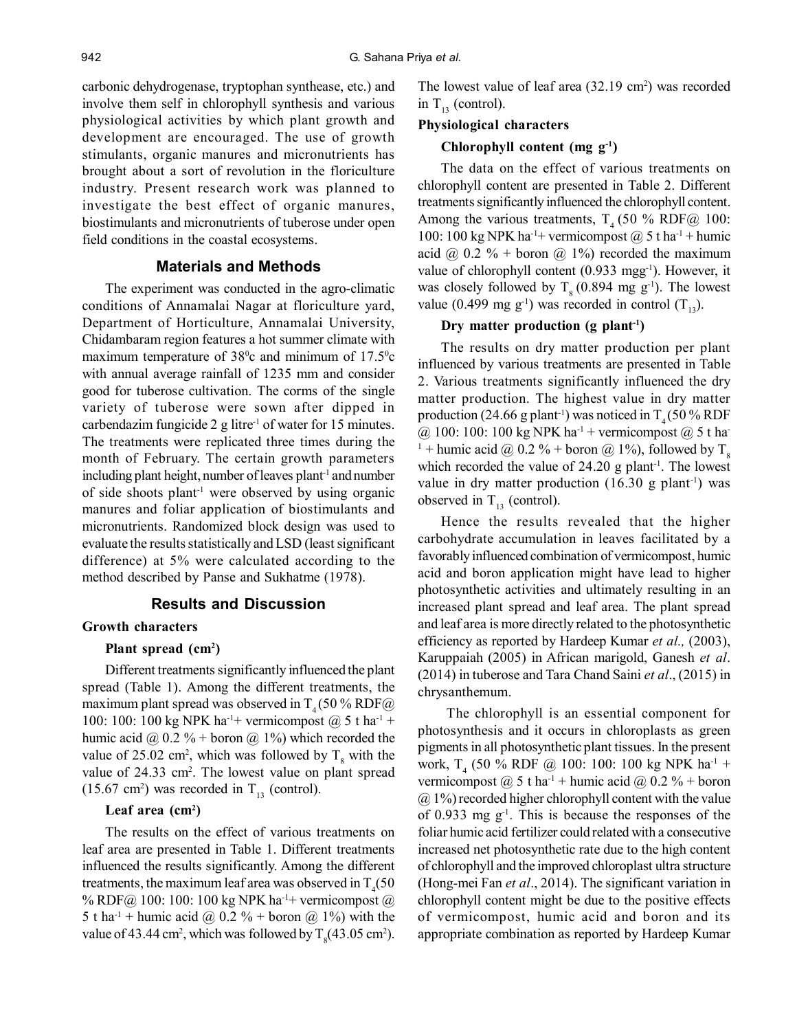carbonic dehydrogenase, tryptophan synthease, etc.) and involve them self in chlorophyll synthesis and various physiological activities by which plant growth and development are encouraged. The use of growth stimulants, organic manures and micronutrients has brought about a sort of revolution in the floriculture industry. Present research work was planned to investigate the best effect of organic manures, biostimulants and micronutrients of tuberose under open field conditions in the coastal ecosystems.

## Materials and Methods

The experiment was conducted in the agro-climatic conditions of Annamalai Nagar at floriculture yard, Department of Horticulture, Annamalai University, Chidambaram region features a hot summer climate with maximum temperature of 38$^0$c and minimum of 17.5$^0$c with annual average rainfall of 1235 mm and consider good for tuberose cultivation. The corms of the single variety of tuberose were sown after dipped in carbendazim fungicide 2 g litre$^{-1}$ of water for 15 minutes. The treatments were replicated three times during the month of February. The certain growth parameters including plant height, number of leaves plant$^{-1}$ and number of side shoots plant$^{-1}$ were observed by using organic manures and foliar application of biostimulants and micronutrients. Randomized block design was used to evaluate the results statistically and LSD (least significant difference) at 5% were calculated according to the method described by Panse and Sukhatme (1978).

## Results and Discussion

### Growth characters

**Plant spread (cm$^2$)**

Different treatments significantly influenced the plant spread (Table 1). Among the different treatments, the maximum plant spread was observed in $T_4$ (50 % RDF@ 100: 100: 100 kg NPK ha$^{-1}$+ vermicompost @ 5 t ha$^{-1}$ + humic acid @ 0.2 % + boron @ 1%) which recorded the value of 25.02 cm$^2$, which was followed by $T_8$ with the value of 24.33 cm$^2$. The lowest value on plant spread (15.67 cm$^2$) was recorded in $T_{13}$ (control).

**Leaf area (cm$^2$)**

The results on the effect of various treatments on leaf area are presented in Table 1. Different treatments influenced the results significantly. Among the different treatments, the maximum leaf area was observed in $T_4$(50 % RDF@ 100: 100: 100 kg NPK ha$^{-1}$+ vermicompost @ 5 t ha$^{-1}$ + humic acid @ 0.2 % + boron @ 1%) with the value of 43.44 cm$^2$, which was followed by $T_8$(43.05 cm$^2$). The lowest value of leaf area (32.19 cm$^2$) was recorded in $T_{13}$ (control).

### Physiological characters

**Chlorophyll content (mg g$^{-1}$)**

The data on the effect of various treatments on chlorophyll content are presented in Table 2. Different treatments significantly influenced the chlorophyll content. Among the various treatments, $T_4$ (50 % RDF@ 100: 100: 100 kg NPK ha$^{-1}$+ vermicompost @ 5 t ha$^{-1}$ + humic acid @ 0.2 % + boron @ 1%) recorded the maximum value of chlorophyll content (0.933 mgg$^{-1}$). However, it was closely followed by $T_8$ (0.894 mg g$^{-1}$). The lowest value (0.499 mg g$^{-1}$) was recorded in control ($T_{13}$).

**Dry matter production (g plant$^{-1}$)**

The results on dry matter production per plant influenced by various treatments are presented in Table 2. Various treatments significantly influenced the dry matter production. The highest value in dry matter production (24.66 g plant$^{-1}$) was noticed in $T_4$ (50 % RDF @ 100: 100: 100 kg NPK ha$^{-1}$ + vermicompost @ 5 t ha$^{-1}$ + humic acid @ 0.2 % + boron @ 1%), followed by $T_8$ which recorded the value of 24.20 g plant$^{-1}$. The lowest value in dry matter production (16.30 g plant$^{-1}$) was observed in $T_{13}$ (control).

Hence the results revealed that the higher carbohydrate accumulation in leaves facilitated by a favorably influenced combination of vermicompost, humic acid and boron application might have lead to higher photosynthetic activities and ultimately resulting in an increased plant spread and leaf area. The plant spread and leaf area is more directly related to the photosynthetic efficiency as reported by Hardeep Kumar *et al.,* (2003), Karuppaiah (2005) in African marigold, Ganesh *et al*. (2014) in tuberose and Tara Chand Saini *et al*., (2015) in chrysanthemum.

The chlorophyll is an essential component for photosynthesis and it occurs in chloroplasts as green pigments in all photosynthetic plant tissues. In the present work, $T_4$ (50 % RDF @ 100: 100: 100 kg NPK ha$^{-1}$ + vermicompost @ 5 t ha$^{-1}$ + humic acid @ 0.2 % + boron @ 1%) recorded higher chlorophyll content with the value of 0.933 mg g$^{-1}$. This is because the responses of the foliar humic acid fertilizer could related with a consecutive increased net photosynthetic rate due to the high content of chlorophyll and the improved chloroplast ultra structure (Hong-mei Fan *et al*., 2014). The significant variation in chlorophyll content might be due to the positive effects of vermicompost, humic acid and boron and its appropriate combination as reported by Hardeep Kumar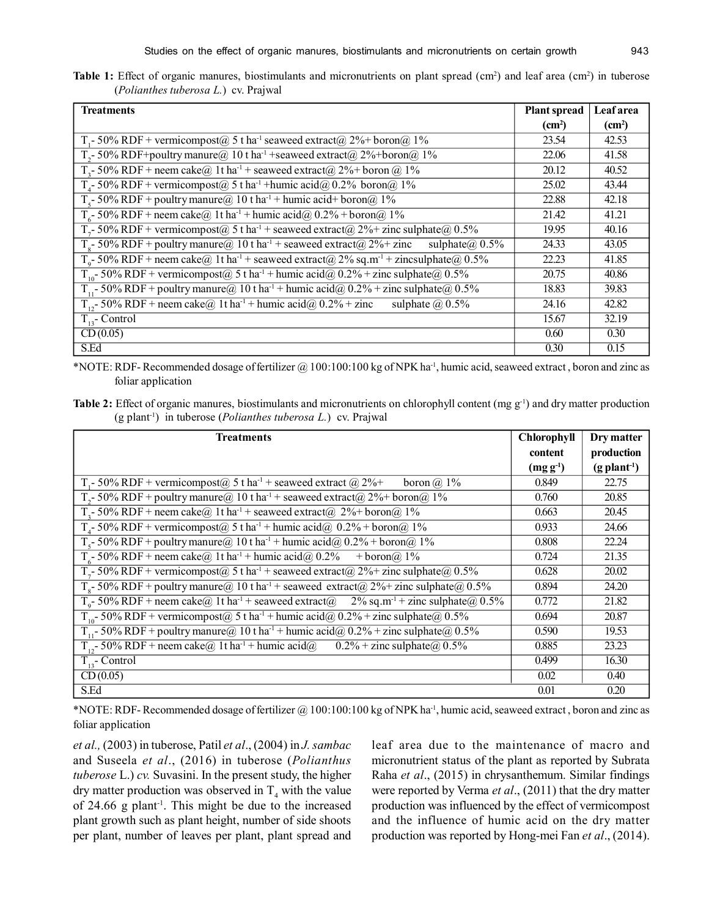**Table 1:** Effect of organic manures, biostimulants and micronutrients on plant spread ($cm^2$) and leaf area ($cm^2$) in tuberose (*Polianthes tuberosa L.*) cv. Prajwal

| Treatments | Plant spread ($cm^2$) | Leaf area ($cm^2$) |
|---|---|---|
| $T_1$- 50% RDF + vermicompost@ 5 t $ha^{-1}$ seaweed extract@ 2%+ boron@ 1% | 23.54 | 42.53 |
| $T_2$- 50% RDF+poultry manure@ 10 t $ha^{-1}$ +seaweed extract@ 2%+boron@ 1% | 22.06 | 41.58 |
| $T_3$- 50% RDF + neem cake@ 1t $ha^{-1}$ + seaweed extract@ 2%+ boron @ 1% | 20.12 | 40.52 |
| $T_4$- 50% RDF + vermicompost@ 5 t $ha^{-1}$ +humic acid@ 0.2% boron@ 1% | 25.02 | 43.44 |
| $T_5$- 50% RDF + poultry manure@ 10 t $ha^{-1}$ + humic acid+ boron@ 1% | 22.88 | 42.18 |
| $T_6$- 50% RDF + neem cake@ 1t $ha^{-1}$ + humic acid@ 0.2% + boron@ 1% | 21.42 | 41.21 |
| $T_7$- 50% RDF + vermicompost@ 5 t $ha^{-1}$ + seaweed extract@ 2%+ zinc sulphate@ 0.5% | 19.95 | 40.16 |
| $T_8$- 50% RDF + poultry manure@ 10 t $ha^{-1}$ + seaweed extract@ 2%+ zinc sulphate@ 0.5% | 24.33 | 43.05 |
| $T_9$- 50% RDF + neem cake@ 1t $ha^{-1}$ + seaweed extract@ 2% sq.$m^{-1}$ + zincsulphate@ 0.5% | 22.23 | 41.85 |
| $T_{10}$- 50% RDF + vermicompost@ 5 t $ha^{-1}$ + humic acid@ 0.2% + zinc sulphate@ 0.5% | 20.75 | 40.86 |
| $T_{11}$- 50% RDF + poultry manure@ 10 t $ha^{-1}$ + humic acid@ 0.2% + zinc sulphate@ 0.5% | 18.83 | 39.83 |
| $T_{12}$- 50% RDF + neem cake@ 1t $ha^{-1}$ + humic acid@ 0.2% + zinc sulphate @ 0.5% | 24.16 | 42.82 |
| $T_{13}$- Control | 15.67 | 32.19 |
| CD (0.05) | 0.60 | 0.30 |
| S.Ed | 0.30 | 0.15 |

*NOTE: RDF- Recommended dosage of fertilizer @ 100:100:100 kg of NPK $ha^{-1}$, humic acid, seaweed extract , boron and zinc as foliar application

**Table 2:** Effect of organic manures, biostimulants and micronutrients on chlorophyll content (mg $g^{-1}$) and dry matter production (g $plant^{-1}$) in tuberose (*Polianthes tuberosa L.*) cv. Prajwal

| Treatments | Chlorophyll content (mg $g^{-1}$) | Dry matter production (g $plant^{-1}$) |
|---|---|---|
| $T_1$- 50% RDF + vermicompost@ 5 t $ha^{-1}$ + seaweed extract @ 2%+ boron @ 1% | 0.849 | 22.75 |
| $T_2$- 50% RDF + poultry manure@ 10 t $ha^{-1}$ + seaweed extract@ 2%+ boron@ 1% | 0.760 | 20.85 |
| $T_3$- 50% RDF + neem cake@ 1t $ha^{-1}$ + seaweed extract@ 2%+ boron@ 1% | 0.663 | 20.45 |
| $T_4$- 50% RDF + vermicompost@ 5 t $ha^{-1}$ + humic acid@ 0.2% + boron@ 1% | 0.933 | 24.66 |
| $T_5$- 50% RDF + poultry manure@ 10 t $ha^{-1}$ + humic acid@ 0.2% + boron@ 1% | 0.808 | 22.24 |
| $T_6$- 50% RDF + neem cake@ 1t $ha^{-1}$ + humic acid@ 0.2% + boron@ 1% | 0.724 | 21.35 |
| $T_7$- 50% RDF + vermicompost@ 5 t $ha^{-1}$ + seaweed extract@ 2%+ zinc sulphate@ 0.5% | 0.628 | 20.02 |
| $T_8$- 50% RDF + poultry manure@ 10 t $ha^{-1}$ + seaweed extract@ 2%+ zinc sulphate@ 0.5% | 0.894 | 24.20 |
| $T_9$- 50% RDF + neem cake@ 1t $ha^{-1}$ + seaweed extract@ 2% sq.$m^{-1}$ + zinc sulphate@ 0.5% | 0.772 | 21.82 |
| $T_{10}$- 50% RDF + vermicompost@ 5 t $ha^{-1}$ + humic acid@ 0.2% + zinc sulphate@ 0.5% | 0.694 | 20.87 |
| $T_{11}$- 50% RDF + poultry manure@ 10 t $ha^{-1}$ + humic acid@ 0.2% + zinc sulphate@ 0.5% | 0.590 | 19.53 |
| $T_{12}$- 50% RDF + neem cake@ 1t $ha^{-1}$ + humic acid@ 0.2% + zinc sulphate@ 0.5% | 0.885 | 23.23 |
| $T_{13}$- Control | 0.499 | 16.30 |
| CD (0.05) | 0.02 | 0.40 |
| S.Ed | 0.01 | 0.20 |

*NOTE: RDF- Recommended dosage of fertilizer @ 100:100:100 kg of NPK $ha^{-1}$, humic acid, seaweed extract , boron and zinc as foliar application

*et al.,* (2003) in tuberose, Patil *et al*., (2004) in *J. sambac* and Suseela *et al*., (2016) in tuberose (*Polianthus tuberose* L.) *cv.* Suvasini. In the present study, the higher dry matter production was observed in $T_4$ with the value of 24.66 g $plant^{-1}$. This might be due to the increased plant growth such as plant height, number of side shoots per plant, number of leaves per plant, plant spread and leaf area due to the maintenance of macro and micronutrient status of the plant as reported by Subrata Raha *et al*., (2015) in chrysanthemum. Similar findings were reported by Verma *et al*., (2011) that the dry matter production was influenced by the effect of vermicompost and the influence of humic acid on the dry matter production was reported by Hong-mei Fan *et al*., (2014).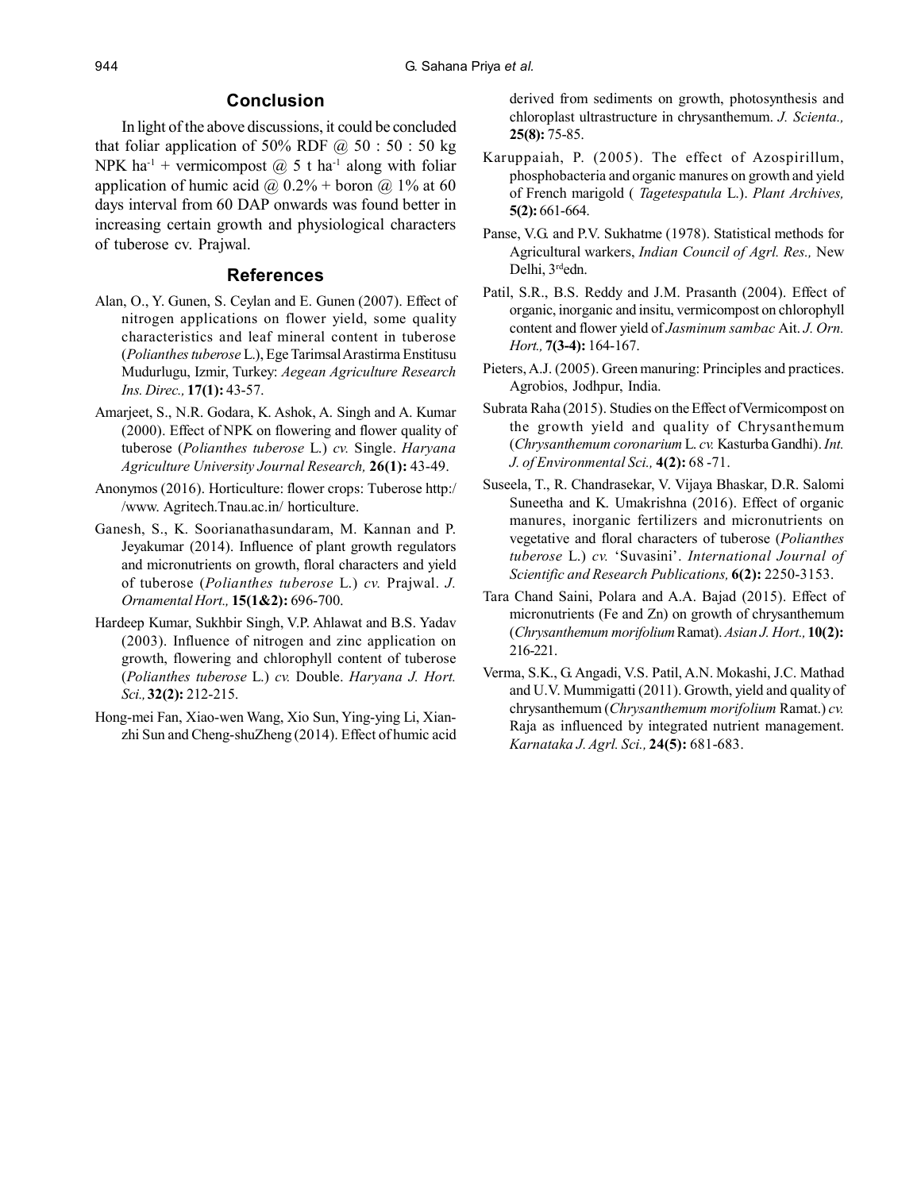## Conclusion

In light of the above discussions, it could be concluded that foliar application of 50% RDF @ 50 : 50 : 50 kg NPK ha$^{-1}$ + vermicompost @ 5 t ha$^{-1}$ along with foliar application of humic acid @ 0.2% + boron @ 1% at 60 days interval from 60 DAP onwards was found better in increasing certain growth and physiological characters of tuberose cv. Prajwal.

## References

Alan, O., Y. Gunen, S. Ceylan and E. Gunen (2007). Effect of nitrogen applications on flower yield, some quality characteristics and leaf mineral content in tuberose (*Polianthes tuberose* L.), Ege Tarimsal Arastirma Enstitusu Mudurlugu, Izmir, Turkey: *Aegean Agriculture Research Ins. Direc.,* **17(1):** 43-57.

Amarjeet, S., N.R. Godara, K. Ashok, A. Singh and A. Kumar (2000). Effect of NPK on flowering and flower quality of tuberose (*Polianthes tuberose* L.) *cv.* Single. *Haryana Agriculture University Journal Research,* **26(1):** 43-49.

Anonymos (2016). Horticulture: flower crops: Tuberose http://www. Agritech.Tnau.ac.in/ horticulture.

Ganesh, S., K. Soorianathasundaram, M. Kannan and P. Jeyakumar (2014). Influence of plant growth regulators and micronutrients on growth, floral characters and yield of tuberose (*Polianthes tuberose* L.) *cv.* Prajwal. *J. Ornamental Hort.,* **15(1&2):** 696-700.

Hardeep Kumar, Sukhbir Singh, V.P. Ahlawat and B.S. Yadav (2003). Influence of nitrogen and zinc application on growth, flowering and chlorophyll content of tuberose (*Polianthes tuberose* L.) *cv.* Double. *Haryana J. Hort. Sci.,* **32(2):** 212-215.

Hong-mei Fan, Xiao-wen Wang, Xio Sun, Ying-ying Li, Xian-zhi Sun and Cheng-shuZheng (2014). Effect of humic acid derived from sediments on growth, photosynthesis and chloroplast ultrastructure in chrysanthemum. *J. Scienta.,* **25(8):** 75-85.

Karuppaiah, P. (2005). The effect of Azospirillum, phosphobacteria and organic manures on growth and yield of French marigold ( *Tagetespatula* L.). *Plant Archives,* **5(2):** 661-664.

Panse, V.G. and P.V. Sukhatme (1978). Statistical methods for Agricultural warkers, *Indian Council of Agrl. Res.,* New Delhi, 3rdedn.

Patil, S.R., B.S. Reddy and J.M. Prasanth (2004). Effect of organic, inorganic and insitu, vermicompost on chlorophyll content and flower yield of *Jasminum sambac* Ait. *J. Orn. Hort.,* **7(3-4):** 164-167.

Pieters, A.J. (2005). Green manuring: Principles and practices. Agrobios, Jodhpur, India.

Subrata Raha (2015). Studies on the Effect of Vermicompost on the growth yield and quality of Chrysanthemum (*Chrysanthemum coronarium* L. *cv.* Kasturba Gandhi). *Int. J. of Environmental Sci.,* **4(2):** 68 -71.

Suseela, T., R. Chandrasekar, V. Vijaya Bhaskar, D.R. Salomi Suneetha and K. Umakrishna (2016). Effect of organic manures, inorganic fertilizers and micronutrients on vegetative and floral characters of tuberose (*Polianthes tuberose* L.) *cv.* 'Suvasini'. *International Journal of Scientific and Research Publications,* **6(2):** 2250-3153.

Tara Chand Saini, Polara and A.A. Bajad (2015). Effect of micronutrients (Fe and Zn) on growth of chrysanthemum (*Chrysanthemum morifolium* Ramat). *Asian J. Hort.,* **10(2):** 216-221.

Verma, S.K., G. Angadi, V.S. Patil, A.N. Mokashi, J.C. Mathad and U.V. Mummigatti (2011). Growth, yield and quality of chrysanthemum (*Chrysanthemum morifolium* Ramat.) *cv.* Raja as influenced by integrated nutrient management. *Karnataka J. Agrl. Sci.,* **24(5):** 681-683.